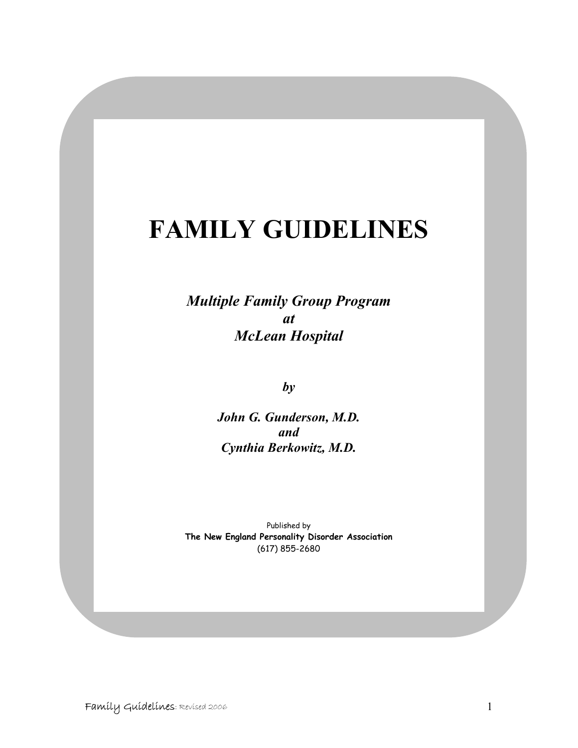# FAMILY GUIDELINES

***Multiple Family Group Program***
***at***
***McLean Hospital***

***by***

***John G. Gunderson, M.D.***
***and***
***Cynthia Berkowitz, M.D.***

Published by
**The New England Personality Disorder Association**
(617) 855-2680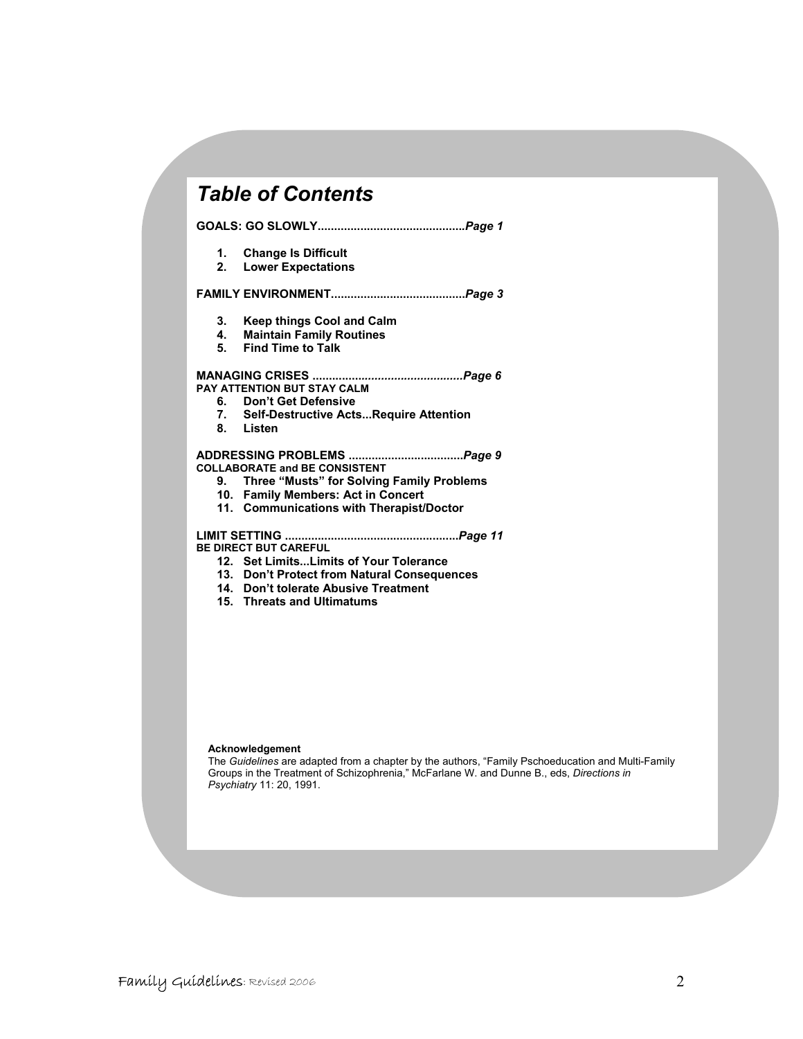# *Table of Contents*

**GOALS: GO SLOWLY............................................*Page 1***

1. **Change Is Difficult**
2. **Lower Expectations**

**FAMILY ENVIRONMENT........................................*Page 3***

3. **Keep things Cool and Calm**
4. **Maintain Family Routines**
5. **Find Time to Talk**

**MANAGING CRISES .............................................*Page 6***
**PAY ATTENTION BUT STAY CALM**

6. **Don't Get Defensive**
7. **Self-Destructive Acts...Require Attention**
8. **Listen**

**ADDRESSING PROBLEMS ..................................*Page 9***
**COLLABORATE and BE CONSISTENT**

9. **Three "Musts" for Solving Family Problems**
10. **Family Members: Act in Concert**
11. **Communications with Therapist/Doctor**

**LIMIT SETTING ....................................................*Page 11***
**BE DIRECT BUT CAREFUL**

12. **Set Limits...Limits of Your Tolerance**
13. **Don't Protect from Natural Consequences**
14. **Don't tolerate Abusive Treatment**
15. **Threats and Ultimatums**

**Acknowledgement**
The *Guidelines* are adapted from a chapter by the authors, "Family Pschoeducation and Multi-Family Groups in the Treatment of Schizophrenia," McFarlane W. and Dunne B., eds, *Directions in Psychiatry* 11: 20, 1991.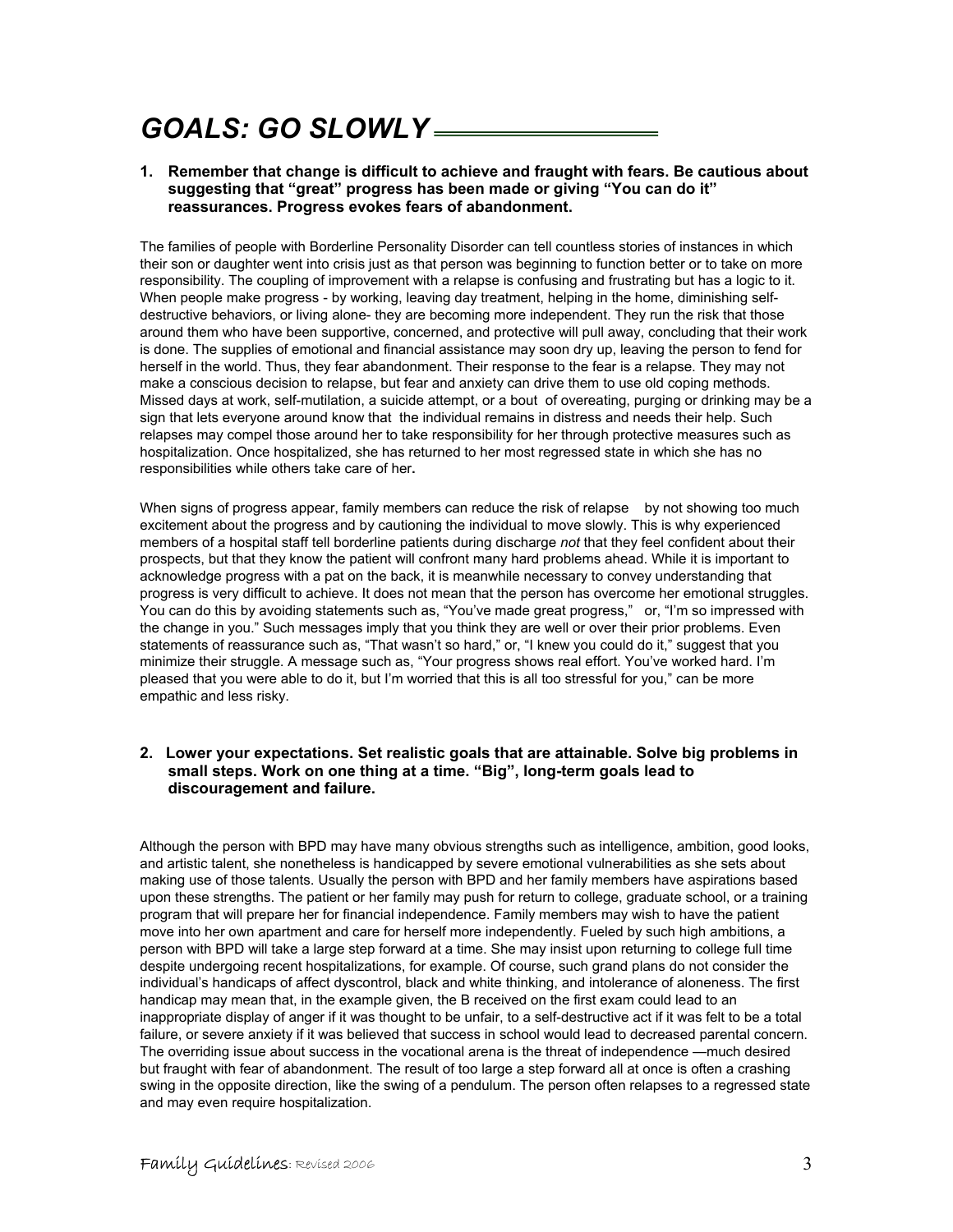# *GOALS: GO SLOWLY*

**1. Remember that change is difficult to achieve and fraught with fears. Be cautious about suggesting that "great" progress has been made or giving "You can do it" reassurances. Progress evokes fears of abandonment.**

The families of people with Borderline Personality Disorder can tell countless stories of instances in which their son or daughter went into crisis just as that person was beginning to function better or to take on more responsibility. The coupling of improvement with a relapse is confusing and frustrating but has a logic to it. When people make progress - by working, leaving day treatment, helping in the home, diminishing self-destructive behaviors, or living alone- they are becoming more independent. They run the risk that those around them who have been supportive, concerned, and protective will pull away, concluding that their work is done. The supplies of emotional and financial assistance may soon dry up, leaving the person to fend for herself in the world. Thus, they fear abandonment. Their response to the fear is a relapse. They may not make a conscious decision to relapse, but fear and anxiety can drive them to use old coping methods. Missed days at work, self-mutilation, a suicide attempt, or a bout of overeating, purging or drinking may be a sign that lets everyone around know that the individual remains in distress and needs their help. Such relapses may compel those around her to take responsibility for her through protective measures such as hospitalization. Once hospitalized, she has returned to her most regressed state in which she has no responsibilities while others take care of her.

When signs of progress appear, family members can reduce the risk of relapse by not showing too much excitement about the progress and by cautioning the individual to move slowly. This is why experienced members of a hospital staff tell borderline patients during discharge *not* that they feel confident about their prospects, but that they know the patient will confront many hard problems ahead. While it is important to acknowledge progress with a pat on the back, it is meanwhile necessary to convey understanding that progress is very difficult to achieve. It does not mean that the person has overcome her emotional struggles. You can do this by avoiding statements such as, "You've made great progress," or, "I'm so impressed with the change in you." Such messages imply that you think they are well or over their prior problems. Even statements of reassurance such as, "That wasn't so hard," or, "I knew you could do it," suggest that you minimize their struggle. A message such as, "Your progress shows real effort. You've worked hard. I'm pleased that you were able to do it, but I'm worried that this is all too stressful for you," can be more empathic and less risky.

**2. Lower your expectations. Set realistic goals that are attainable. Solve big problems in small steps. Work on one thing at a time. "Big", long-term goals lead to discouragement and failure.**

Although the person with BPD may have many obvious strengths such as intelligence, ambition, good looks, and artistic talent, she nonetheless is handicapped by severe emotional vulnerabilities as she sets about making use of those talents. Usually the person with BPD and her family members have aspirations based upon these strengths. The patient or her family may push for return to college, graduate school, or a training program that will prepare her for financial independence. Family members may wish to have the patient move into her own apartment and care for herself more independently. Fueled by such high ambitions, a person with BPD will take a large step forward at a time. She may insist upon returning to college full time despite undergoing recent hospitalizations, for example. Of course, such grand plans do not consider the individual's handicaps of affect dyscontrol, black and white thinking, and intolerance of aloneness. The first handicap may mean that, in the example given, the B received on the first exam could lead to an inappropriate display of anger if it was thought to be unfair, to a self-destructive act if it was felt to be a total failure, or severe anxiety if it was believed that success in school would lead to decreased parental concern. The overriding issue about success in the vocational arena is the threat of independence —much desired but fraught with fear of abandonment. The result of too large a step forward all at once is often a crashing swing in the opposite direction, like the swing of a pendulum. The person often relapses to a regressed state and may even require hospitalization.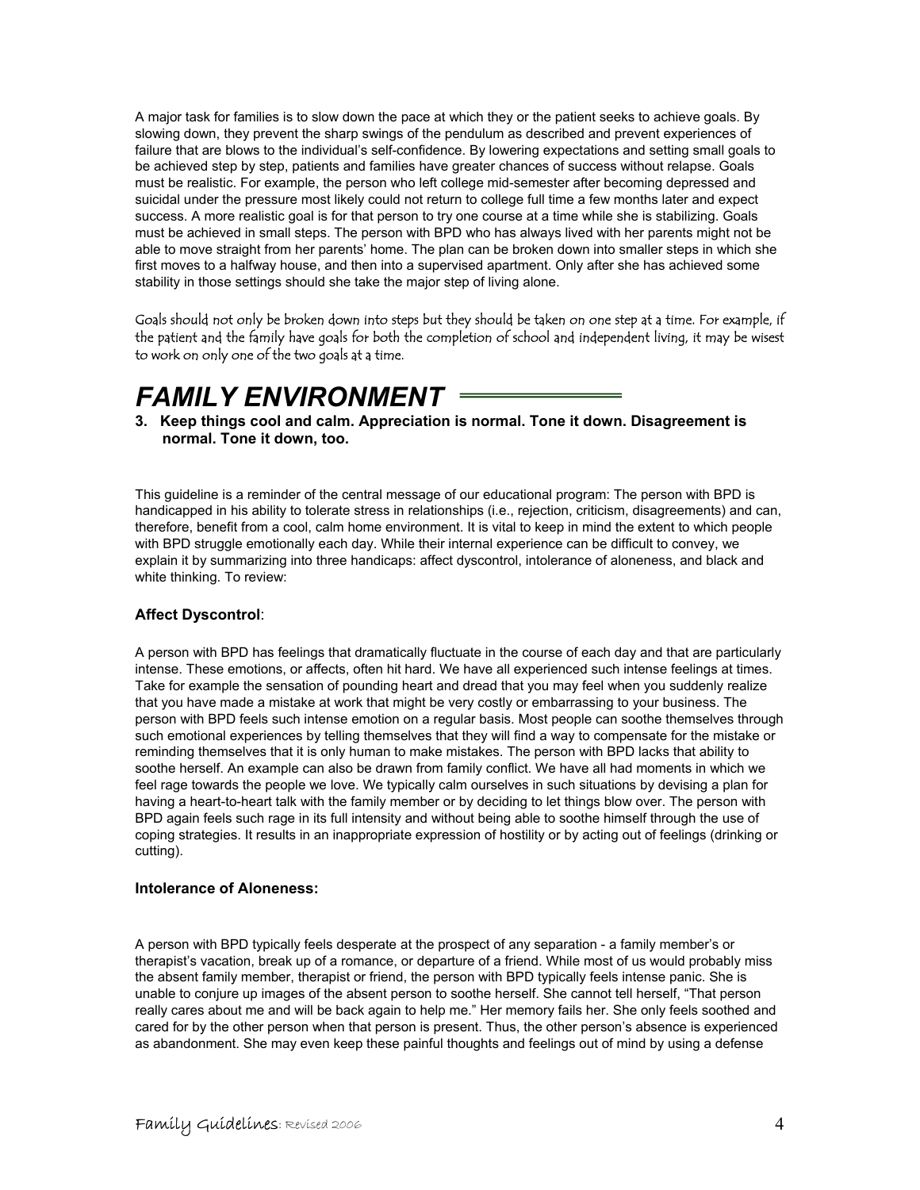A major task for families is to slow down the pace at which they or the patient seeks to achieve goals. By slowing down, they prevent the sharp swings of the pendulum as described and prevent experiences of failure that are blows to the individual's self-confidence. By lowering expectations and setting small goals to be achieved step by step, patients and families have greater chances of success without relapse. Goals must be realistic. For example, the person who left college mid-semester after becoming depressed and suicidal under the pressure most likely could not return to college full time a few months later and expect success. A more realistic goal is for that person to try one course at a time while she is stabilizing. Goals must be achieved in small steps. The person with BPD who has always lived with her parents might not be able to move straight from her parents' home. The plan can be broken down into smaller steps in which she first moves to a halfway house, and then into a supervised apartment. Only after she has achieved some stability in those settings should she take the major step of living alone.

Goals should not only be broken down into steps but they should be taken on one step at a time. For example, if the patient and the family have goals for both the completion of school and independent living, it may be wisest to work on only one of the two goals at a time.

# *FAMILY ENVIRONMENT*

**3. Keep things cool and calm. Appreciation is normal. Tone it down. Disagreement is normal. Tone it down, too.**

This guideline is a reminder of the central message of our educational program: The person with BPD is handicapped in his ability to tolerate stress in relationships (i.e., rejection, criticism, disagreements) and can, therefore, benefit from a cool, calm home environment. It is vital to keep in mind the extent to which people with BPD struggle emotionally each day. While their internal experience can be difficult to convey, we explain it by summarizing into three handicaps: affect dyscontrol, intolerance of aloneness, and black and white thinking. To review:

### **Affect Dyscontrol**:

A person with BPD has feelings that dramatically fluctuate in the course of each day and that are particularly intense. These emotions, or affects, often hit hard. We have all experienced such intense feelings at times. Take for example the sensation of pounding heart and dread that you may feel when you suddenly realize that you have made a mistake at work that might be very costly or embarrassing to your business. The person with BPD feels such intense emotion on a regular basis. Most people can soothe themselves through such emotional experiences by telling themselves that they will find a way to compensate for the mistake or reminding themselves that it is only human to make mistakes. The person with BPD lacks that ability to soothe herself. An example can also be drawn from family conflict. We have all had moments in which we feel rage towards the people we love. We typically calm ourselves in such situations by devising a plan for having a heart-to-heart talk with the family member or by deciding to let things blow over. The person with BPD again feels such rage in its full intensity and without being able to soothe himself through the use of coping strategies. It results in an inappropriate expression of hostility or by acting out of feelings (drinking or cutting).

### **Intolerance of Aloneness:**

A person with BPD typically feels desperate at the prospect of any separation - a family member's or therapist's vacation, break up of a romance, or departure of a friend. While most of us would probably miss the absent family member, therapist or friend, the person with BPD typically feels intense panic. She is unable to conjure up images of the absent person to soothe herself. She cannot tell herself, "That person really cares about me and will be back again to help me." Her memory fails her. She only feels soothed and cared for by the other person when that person is present. Thus, the other person's absence is experienced as abandonment. She may even keep these painful thoughts and feelings out of mind by using a defense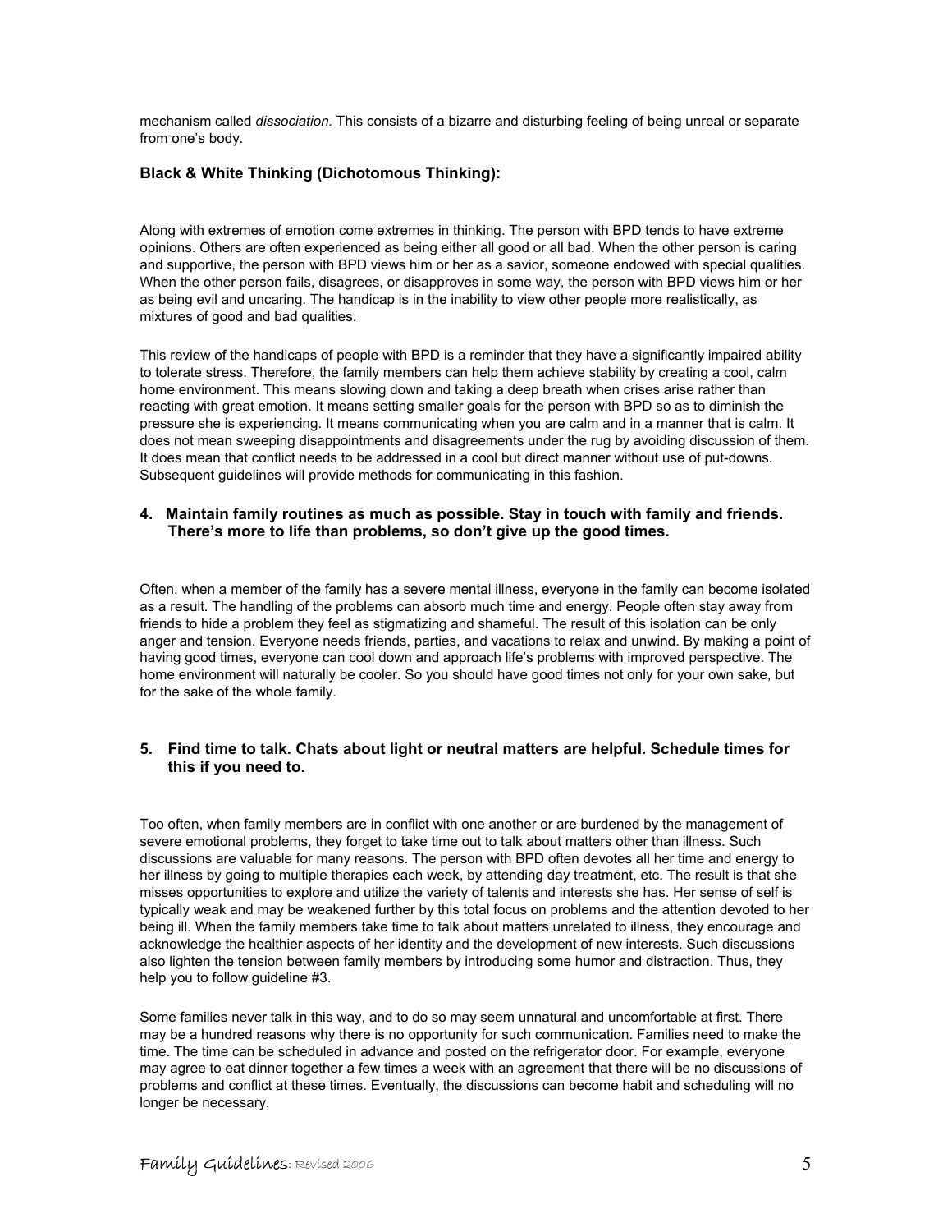mechanism called *dissociation.* This consists of a bizarre and disturbing feeling of being unreal or separate from one's body.

**Black & White Thinking (Dichotomous Thinking):**

Along with extremes of emotion come extremes in thinking. The person with BPD tends to have extreme opinions. Others are often experienced as being either all good or all bad. When the other person is caring and supportive, the person with BPD views him or her as a savior, someone endowed with special qualities. When the other person fails, disagrees, or disapproves in some way, the person with BPD views him or her as being evil and uncaring. The handicap is in the inability to view other people more realistically, as mixtures of good and bad qualities.

This review of the handicaps of people with BPD is a reminder that they have a significantly impaired ability to tolerate stress. Therefore, the family members can help them achieve stability by creating a cool, calm home environment. This means slowing down and taking a deep breath when crises arise rather than reacting with great emotion. It means setting smaller goals for the person with BPD so as to diminish the pressure she is experiencing. It means communicating when you are calm and in a manner that is calm. It does not mean sweeping disappointments and disagreements under the rug by avoiding discussion of them. It does mean that conflict needs to be addressed in a cool but direct manner without use of put-downs. Subsequent guidelines will provide methods for communicating in this fashion.

**4. Maintain family routines as much as possible. Stay in touch with family and friends. There's more to life than problems, so don't give up the good times.**

Often, when a member of the family has a severe mental illness, everyone in the family can become isolated as a result. The handling of the problems can absorb much time and energy. People often stay away from friends to hide a problem they feel as stigmatizing and shameful. The result of this isolation can be only anger and tension. Everyone needs friends, parties, and vacations to relax and unwind. By making a point of having good times, everyone can cool down and approach life's problems with improved perspective. The home environment will naturally be cooler. So you should have good times not only for your own sake, but for the sake of the whole family.

**5. Find time to talk. Chats about light or neutral matters are helpful. Schedule times for this if you need to.**

Too often, when family members are in conflict with one another or are burdened by the management of severe emotional problems, they forget to take time out to talk about matters other than illness. Such discussions are valuable for many reasons. The person with BPD often devotes all her time and energy to her illness by going to multiple therapies each week, by attending day treatment, etc. The result is that she misses opportunities to explore and utilize the variety of talents and interests she has. Her sense of self is typically weak and may be weakened further by this total focus on problems and the attention devoted to her being ill. When the family members take time to talk about matters unrelated to illness, they encourage and acknowledge the healthier aspects of her identity and the development of new interests. Such discussions also lighten the tension between family members by introducing some humor and distraction. Thus, they help you to follow guideline #3.

Some families never talk in this way, and to do so may seem unnatural and uncomfortable at first. There may be a hundred reasons why there is no opportunity for such communication. Families need to make the time. The time can be scheduled in advance and posted on the refrigerator door. For example, everyone may agree to eat dinner together a few times a week with an agreement that there will be no discussions of problems and conflict at these times. Eventually, the discussions can become habit and scheduling will no longer be necessary.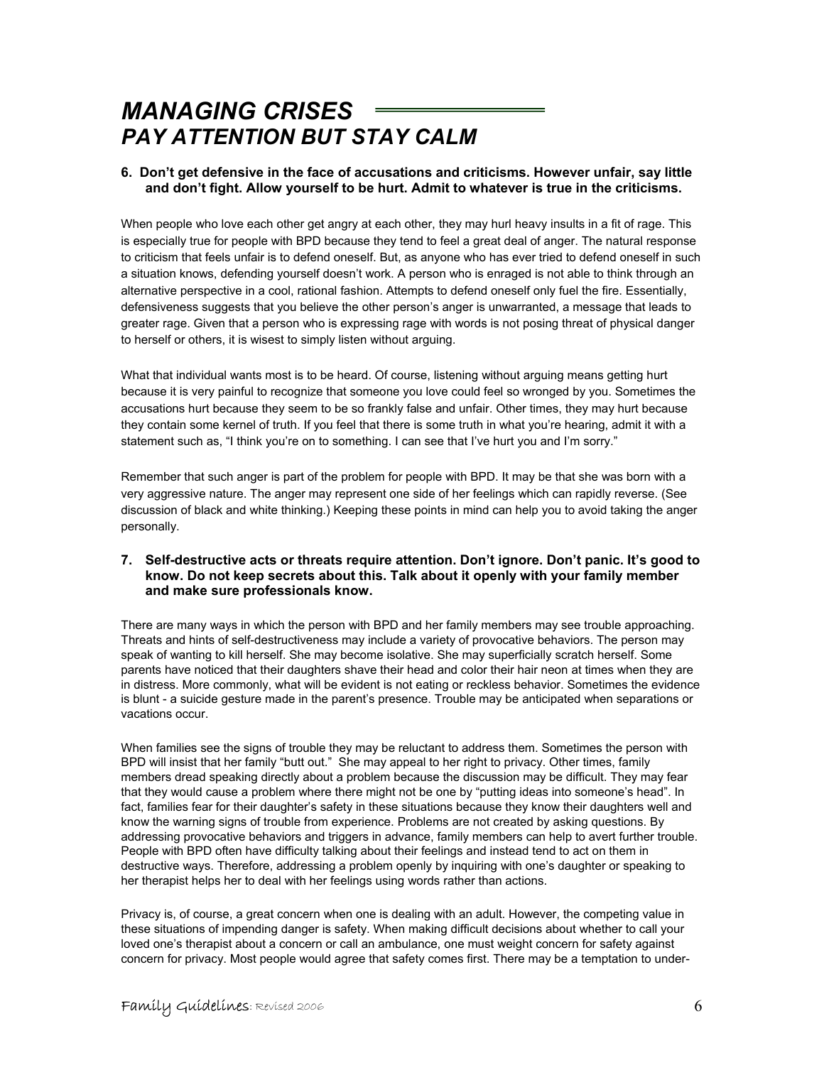# *MANAGING CRISES*
## *PAY ATTENTION BUT STAY CALM*

**6. Don't get defensive in the face of accusations and criticisms. However unfair, say little and don't fight. Allow yourself to be hurt. Admit to whatever is true in the criticisms.**

When people who love each other get angry at each other, they may hurl heavy insults in a fit of rage. This is especially true for people with BPD because they tend to feel a great deal of anger. The natural response to criticism that feels unfair is to defend oneself. But, as anyone who has ever tried to defend oneself in such a situation knows, defending yourself doesn't work. A person who is enraged is not able to think through an alternative perspective in a cool, rational fashion. Attempts to defend oneself only fuel the fire. Essentially, defensiveness suggests that you believe the other person's anger is unwarranted, a message that leads to greater rage. Given that a person who is expressing rage with words is not posing threat of physical danger to herself or others, it is wisest to simply listen without arguing.

What that individual wants most is to be heard. Of course, listening without arguing means getting hurt because it is very painful to recognize that someone you love could feel so wronged by you. Sometimes the accusations hurt because they seem to be so frankly false and unfair. Other times, they may hurt because they contain some kernel of truth. If you feel that there is some truth in what you're hearing, admit it with a statement such as, "I think you're on to something. I can see that I've hurt you and I'm sorry."

Remember that such anger is part of the problem for people with BPD. It may be that she was born with a very aggressive nature. The anger may represent one side of her feelings which can rapidly reverse. (See discussion of black and white thinking.) Keeping these points in mind can help you to avoid taking the anger personally.

**7. Self-destructive acts or threats require attention. Don't ignore. Don't panic. It's good to know. Do not keep secrets about this. Talk about it openly with your family member and make sure professionals know.**

There are many ways in which the person with BPD and her family members may see trouble approaching. Threats and hints of self-destructiveness may include a variety of provocative behaviors. The person may speak of wanting to kill herself. She may become isolative. She may superficially scratch herself. Some parents have noticed that their daughters shave their head and color their hair neon at times when they are in distress. More commonly, what will be evident is not eating or reckless behavior. Sometimes the evidence is blunt - a suicide gesture made in the parent's presence. Trouble may be anticipated when separations or vacations occur.

When families see the signs of trouble they may be reluctant to address them. Sometimes the person with BPD will insist that her family "butt out." She may appeal to her right to privacy. Other times, family members dread speaking directly about a problem because the discussion may be difficult. They may fear that they would cause a problem where there might not be one by "putting ideas into someone's head". In fact, families fear for their daughter's safety in these situations because they know their daughters well and know the warning signs of trouble from experience. Problems are not created by asking questions. By addressing provocative behaviors and triggers in advance, family members can help to avert further trouble. People with BPD often have difficulty talking about their feelings and instead tend to act on them in destructive ways. Therefore, addressing a problem openly by inquiring with one's daughter or speaking to her therapist helps her to deal with her feelings using words rather than actions.

Privacy is, of course, a great concern when one is dealing with an adult. However, the competing value in these situations of impending danger is safety. When making difficult decisions about whether to call your loved one's therapist about a concern or call an ambulance, one must weight concern for safety against concern for privacy. Most people would agree that safety comes first. There may be a temptation to under-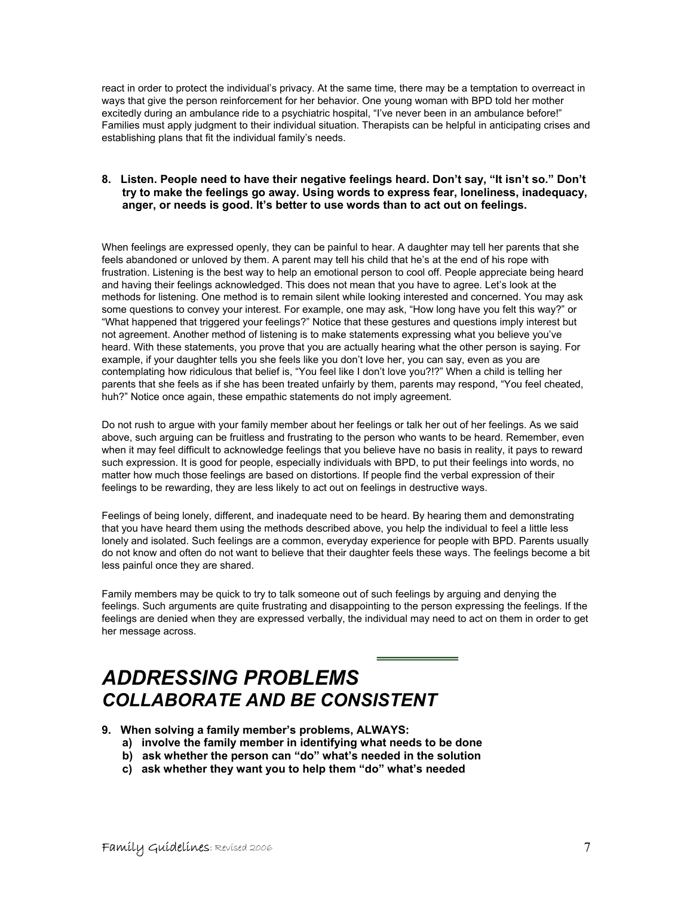react in order to protect the individual's privacy. At the same time, there may be a temptation to overreact in ways that give the person reinforcement for her behavior. One young woman with BPD told her mother excitedly during an ambulance ride to a psychiatric hospital, "I've never been in an ambulance before!" Families must apply judgment to their individual situation. Therapists can be helpful in anticipating crises and establishing plans that fit the individual family's needs.

**8. Listen. People need to have their negative feelings heard. Don't say, "It isn't so." Don't try to make the feelings go away. Using words to express fear, loneliness, inadequacy, anger, or needs is good. It's better to use words than to act out on feelings.**

When feelings are expressed openly, they can be painful to hear. A daughter may tell her parents that she feels abandoned or unloved by them. A parent may tell his child that he's at the end of his rope with frustration. Listening is the best way to help an emotional person to cool off. People appreciate being heard and having their feelings acknowledged. This does not mean that you have to agree. Let's look at the methods for listening. One method is to remain silent while looking interested and concerned. You may ask some questions to convey your interest. For example, one may ask, "How long have you felt this way?" or "What happened that triggered your feelings?" Notice that these gestures and questions imply interest but not agreement. Another method of listening is to make statements expressing what you believe you've heard. With these statements, you prove that you are actually hearing what the other person is saying. For example, if your daughter tells you she feels like you don't love her, you can say, even as you are contemplating how ridiculous that belief is, "You feel like I don't love you?!?" When a child is telling her parents that she feels as if she has been treated unfairly by them, parents may respond, "You feel cheated, huh?" Notice once again, these empathic statements do not imply agreement.

Do not rush to argue with your family member about her feelings or talk her out of her feelings. As we said above, such arguing can be fruitless and frustrating to the person who wants to be heard. Remember, even when it may feel difficult to acknowledge feelings that you believe have no basis in reality, it pays to reward such expression. It is good for people, especially individuals with BPD, to put their feelings into words, no matter how much those feelings are based on distortions. If people find the verbal expression of their feelings to be rewarding, they are less likely to act out on feelings in destructive ways.

Feelings of being lonely, different, and inadequate need to be heard. By hearing them and demonstrating that you have heard them using the methods described above, you help the individual to feel a little less lonely and isolated. Such feelings are a common, everyday experience for people with BPD. Parents usually do not know and often do not want to believe that their daughter feels these ways. The feelings become a bit less painful once they are shared.

Family members may be quick to try to talk someone out of such feelings by arguing and denying the feelings. Such arguments are quite frustrating and disappointing to the person expressing the feelings. If the feelings are denied when they are expressed verbally, the individual may need to act on them in order to get her message across.

# *ADDRESSING PROBLEMS*
## *COLLABORATE AND BE CONSISTENT*

**9. When solving a family member's problems, ALWAYS:**

**a) involve the family member in identifying what needs to be done**
**b) ask whether the person can "do" what's needed in the solution**
**c) ask whether they want you to help them "do" what's needed**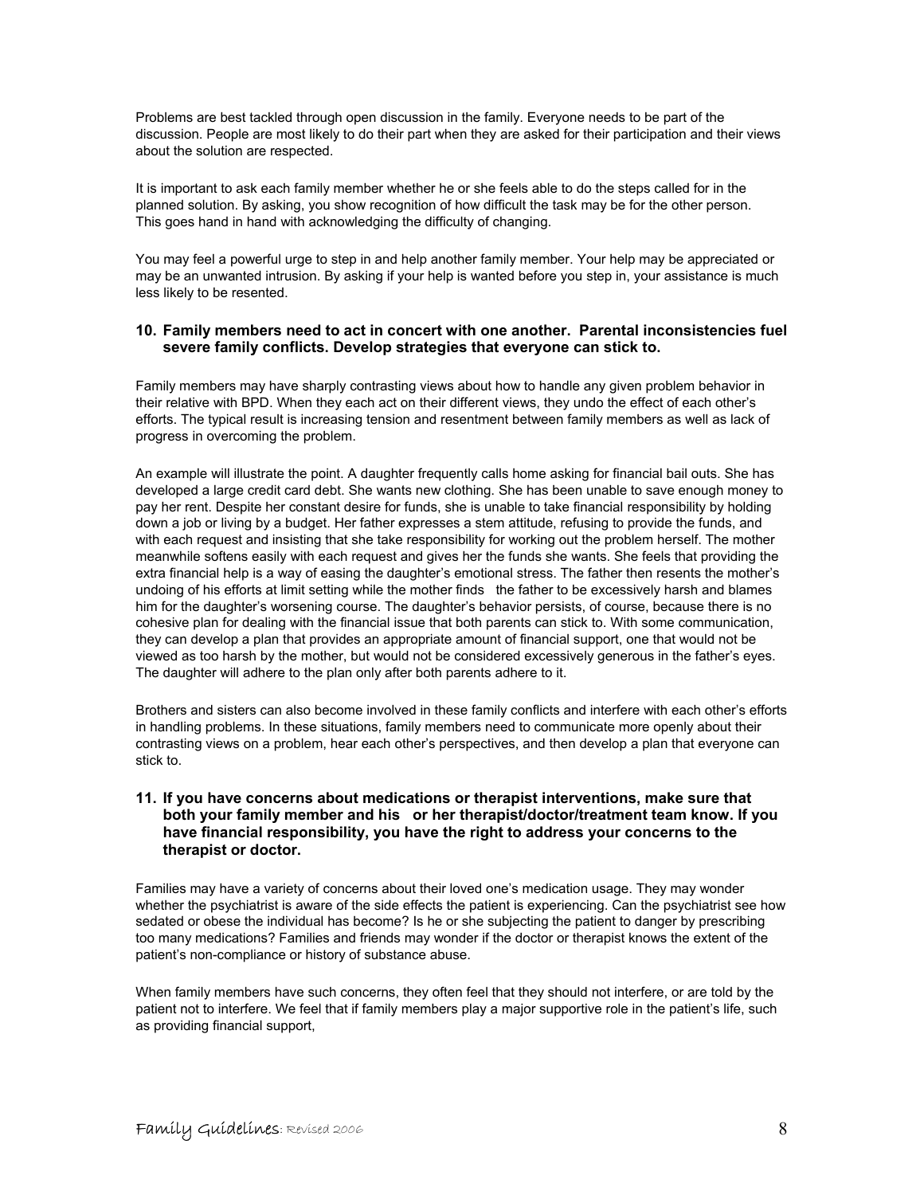Problems are best tackled through open discussion in the family. Everyone needs to be part of the discussion. People are most likely to do their part when they are asked for their participation and their views about the solution are respected.

It is important to ask each family member whether he or she feels able to do the steps called for in the planned solution. By asking, you show recognition of how difficult the task may be for the other person. This goes hand in hand with acknowledging the difficulty of changing.

You may feel a powerful urge to step in and help another family member. Your help may be appreciated or may be an unwanted intrusion. By asking if your help is wanted before you step in, your assistance is much less likely to be resented.

### 10. Family members need to act in concert with one another. Parental inconsistencies fuel severe family conflicts. Develop strategies that everyone can stick to.

Family members may have sharply contrasting views about how to handle any given problem behavior in their relative with BPD. When they each act on their different views, they undo the effect of each other's efforts. The typical result is increasing tension and resentment between family members as well as lack of progress in overcoming the problem.

An example will illustrate the point. A daughter frequently calls home asking for financial bail outs. She has developed a large credit card debt. She wants new clothing. She has been unable to save enough money to pay her rent. Despite her constant desire for funds, she is unable to take financial responsibility by holding down a job or living by a budget. Her father expresses a stem attitude, refusing to provide the funds, and with each request and insisting that she take responsibility for working out the problem herself. The mother meanwhile softens easily with each request and gives her the funds she wants. She feels that providing the extra financial help is a way of easing the daughter's emotional stress. The father then resents the mother's undoing of his efforts at limit setting while the mother finds the father to be excessively harsh and blames him for the daughter's worsening course. The daughter's behavior persists, of course, because there is no cohesive plan for dealing with the financial issue that both parents can stick to. With some communication, they can develop a plan that provides an appropriate amount of financial support, one that would not be viewed as too harsh by the mother, but would not be considered excessively generous in the father's eyes. The daughter will adhere to the plan only after both parents adhere to it.

Brothers and sisters can also become involved in these family conflicts and interfere with each other's efforts in handling problems. In these situations, family members need to communicate more openly about their contrasting views on a problem, hear each other's perspectives, and then develop a plan that everyone can stick to.

### 11. If you have concerns about medications or therapist interventions, make sure that both your family member and his or her therapist/doctor/treatment team know. If you have financial responsibility, you have the right to address your concerns to the therapist or doctor.

Families may have a variety of concerns about their loved one's medication usage. They may wonder whether the psychiatrist is aware of the side effects the patient is experiencing. Can the psychiatrist see how sedated or obese the individual has become? Is he or she subjecting the patient to danger by prescribing too many medications? Families and friends may wonder if the doctor or therapist knows the extent of the patient's non-compliance or history of substance abuse.

When family members have such concerns, they often feel that they should not interfere, or are told by the patient not to interfere. We feel that if family members play a major supportive role in the patient's life, such as providing financial support,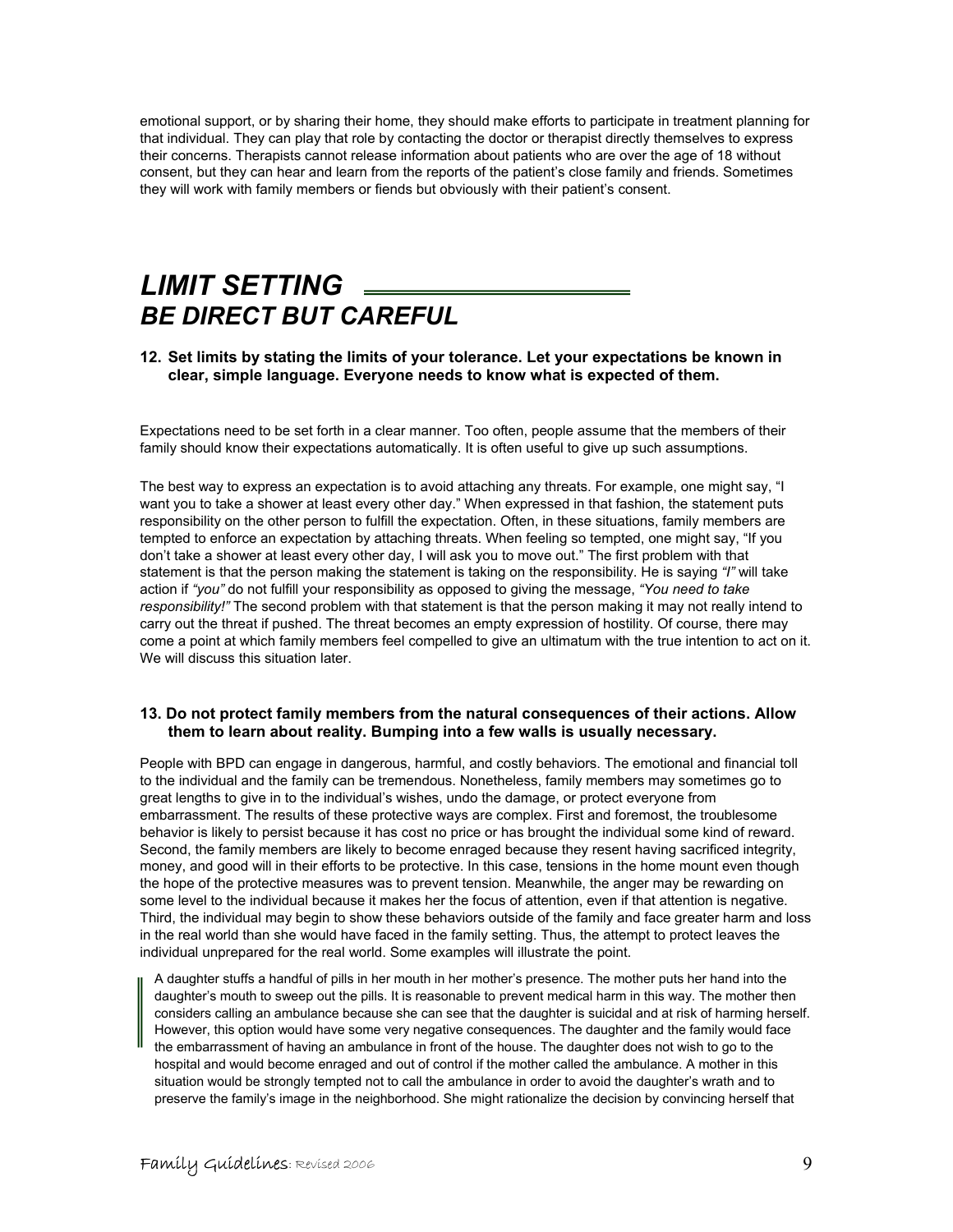emotional support, or by sharing their home, they should make efforts to participate in treatment planning for that individual. They can play that role by contacting the doctor or therapist directly themselves to express their concerns. Therapists cannot release information about patients who are over the age of 18 without consent, but they can hear and learn from the reports of the patient's close family and friends. Sometimes they will work with family members or fiends but obviously with their patient's consent.

# *LIMIT SETTING*
## *BE DIRECT BUT CAREFUL*

**12. Set limits by stating the limits of your tolerance. Let your expectations be known in clear, simple language. Everyone needs to know what is expected of them.**

Expectations need to be set forth in a clear manner. Too often, people assume that the members of their family should know their expectations automatically. It is often useful to give up such assumptions.

The best way to express an expectation is to avoid attaching any threats. For example, one might say, "I want you to take a shower at least every other day." When expressed in that fashion, the statement puts responsibility on the other person to fulfill the expectation. Often, in these situations, family members are tempted to enforce an expectation by attaching threats. When feeling so tempted, one might say, "If you don't take a shower at least every other day, I will ask you to move out." The first problem with that statement is that the person making the statement is taking on the responsibility. He is saying *"I"* will take action if *"you"* do not fulfill your responsibility as opposed to giving the message, *"You need to take responsibility!"* The second problem with that statement is that the person making it may not really intend to carry out the threat if pushed. The threat becomes an empty expression of hostility. Of course, there may come a point at which family members feel compelled to give an ultimatum with the true intention to act on it. We will discuss this situation later.

**13. Do not protect family members from the natural consequences of their actions. Allow them to learn about reality. Bumping into a few walls is usually necessary.**

People with BPD can engage in dangerous, harmful, and costly behaviors. The emotional and financial toll to the individual and the family can be tremendous. Nonetheless, family members may sometimes go to great lengths to give in to the individual's wishes, undo the damage, or protect everyone from embarrassment. The results of these protective ways are complex. First and foremost, the troublesome behavior is likely to persist because it has cost no price or has brought the individual some kind of reward. Second, the family members are likely to become enraged because they resent having sacrificed integrity, money, and good will in their efforts to be protective. In this case, tensions in the home mount even though the hope of the protective measures was to prevent tension. Meanwhile, the anger may be rewarding on some level to the individual because it makes her the focus of attention, even if that attention is negative. Third, the individual may begin to show these behaviors outside of the family and face greater harm and loss in the real world than she would have faced in the family setting. Thus, the attempt to protect leaves the individual unprepared for the real world. Some examples will illustrate the point.

> A daughter stuffs a handful of pills in her mouth in her mother's presence. The mother puts her hand into the daughter's mouth to sweep out the pills. It is reasonable to prevent medical harm in this way. The mother then considers calling an ambulance because she can see that the daughter is suicidal and at risk of harming herself. However, this option would have some very negative consequences. The daughter and the family would face the embarrassment of having an ambulance in front of the house. The daughter does not wish to go to the hospital and would become enraged and out of control if the mother called the ambulance. A mother in this situation would be strongly tempted not to call the ambulance in order to avoid the daughter's wrath and to preserve the family's image in the neighborhood. She might rationalize the decision by convincing herself that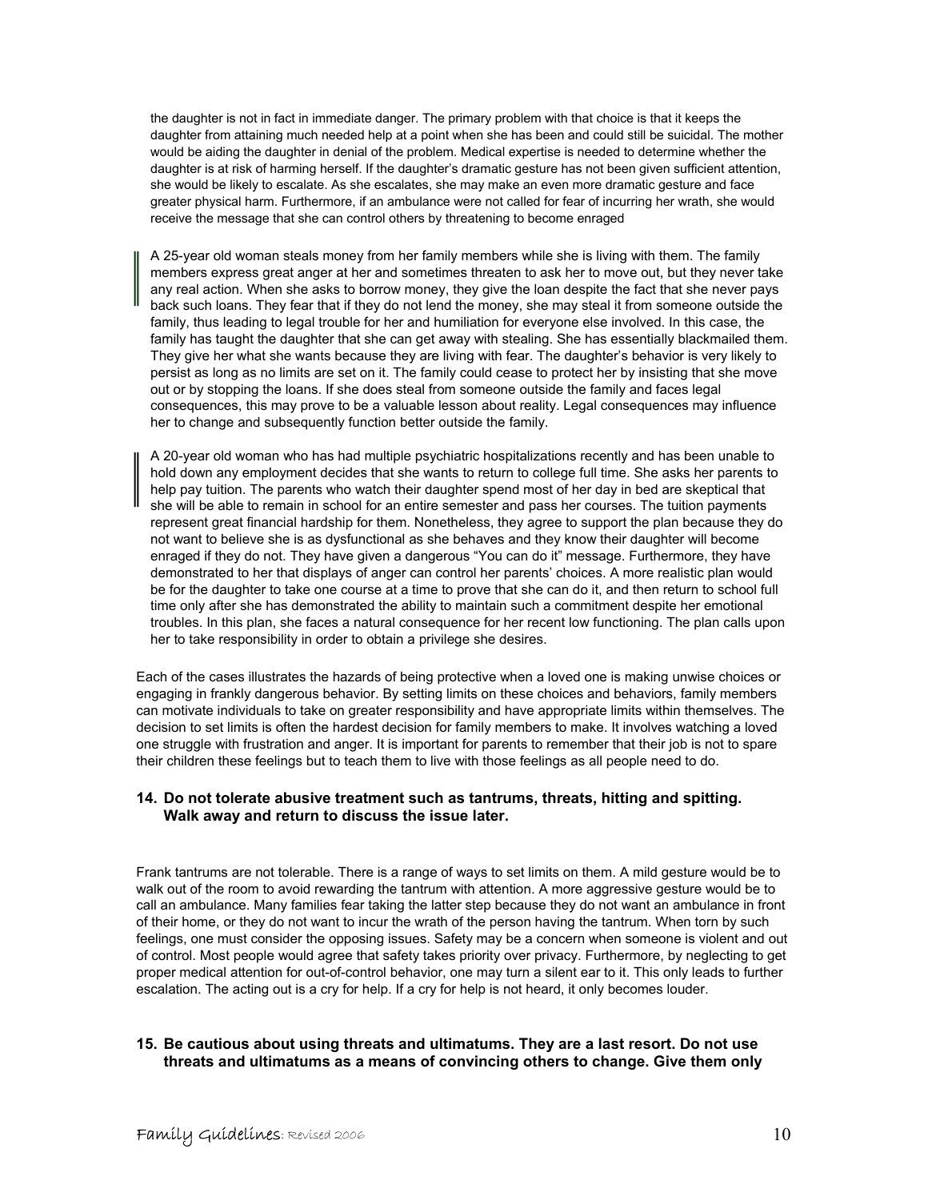the daughter is not in fact in immediate danger. The primary problem with that choice is that it keeps the daughter from attaining much needed help at a point when she has been and could still be suicidal. The mother would be aiding the daughter in denial of the problem. Medical expertise is needed to determine whether the daughter is at risk of harming herself. If the daughter's dramatic gesture has not been given sufficient attention, she would be likely to escalate. As she escalates, she may make an even more dramatic gesture and face greater physical harm. Furthermore, if an ambulance were not called for fear of incurring her wrath, she would receive the message that she can control others by threatening to become enraged

A 25-year old woman steals money from her family members while she is living with them. The family members express great anger at her and sometimes threaten to ask her to move out, but they never take any real action. When she asks to borrow money, they give the loan despite the fact that she never pays back such loans. They fear that if they do not lend the money, she may steal it from someone outside the family, thus leading to legal trouble for her and humiliation for everyone else involved. In this case, the family has taught the daughter that she can get away with stealing. She has essentially blackmailed them. They give her what she wants because they are living with fear. The daughter's behavior is very likely to persist as long as no limits are set on it. The family could cease to protect her by insisting that she move out or by stopping the loans. If she does steal from someone outside the family and faces legal consequences, this may prove to be a valuable lesson about reality. Legal consequences may influence her to change and subsequently function better outside the family.

A 20-year old woman who has had multiple psychiatric hospitalizations recently and has been unable to hold down any employment decides that she wants to return to college full time. She asks her parents to help pay tuition. The parents who watch their daughter spend most of her day in bed are skeptical that she will be able to remain in school for an entire semester and pass her courses. The tuition payments represent great financial hardship for them. Nonetheless, they agree to support the plan because they do not want to believe she is as dysfunctional as she behaves and they know their daughter will become enraged if they do not. They have given a dangerous "You can do it" message. Furthermore, they have demonstrated to her that displays of anger can control her parents' choices. A more realistic plan would be for the daughter to take one course at a time to prove that she can do it, and then return to school full time only after she has demonstrated the ability to maintain such a commitment despite her emotional troubles. In this plan, she faces a natural consequence for her recent low functioning. The plan calls upon her to take responsibility in order to obtain a privilege she desires.

Each of the cases illustrates the hazards of being protective when a loved one is making unwise choices or engaging in frankly dangerous behavior. By setting limits on these choices and behaviors, family members can motivate individuals to take on greater responsibility and have appropriate limits within themselves. The decision to set limits is often the hardest decision for family members to make. It involves watching a loved one struggle with frustration and anger. It is important for parents to remember that their job is not to spare their children these feelings but to teach them to live with those feelings as all people need to do.

### 14. Do not tolerate abusive treatment such as tantrums, threats, hitting and spitting. Walk away and return to discuss the issue later.

Frank tantrums are not tolerable. There is a range of ways to set limits on them. A mild gesture would be to walk out of the room to avoid rewarding the tantrum with attention. A more aggressive gesture would be to call an ambulance. Many families fear taking the latter step because they do not want an ambulance in front of their home, or they do not want to incur the wrath of the person having the tantrum. When torn by such feelings, one must consider the opposing issues. Safety may be a concern when someone is violent and out of control. Most people would agree that safety takes priority over privacy. Furthermore, by neglecting to get proper medical attention for out-of-control behavior, one may turn a silent ear to it. This only leads to further escalation. The acting out is a cry for help. If a cry for help is not heard, it only becomes louder.

### 15. Be cautious about using threats and ultimatums. They are a last resort. Do not use threats and ultimatums as a means of convincing others to change. Give them only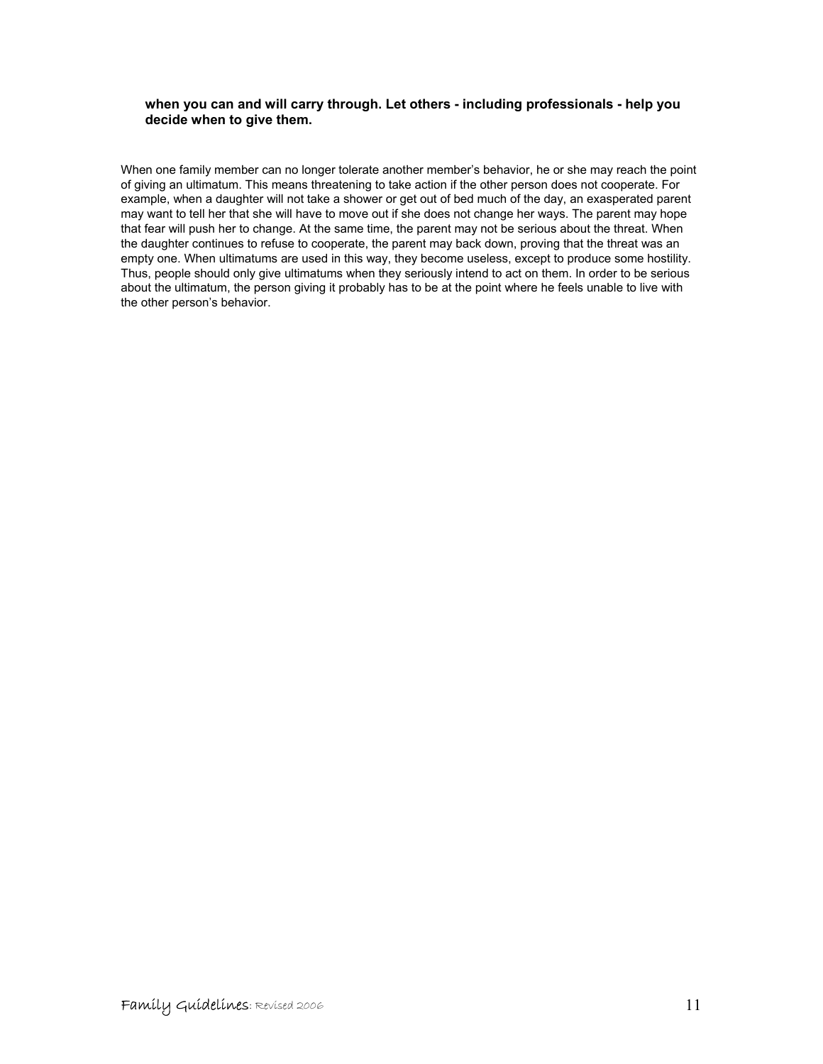**when you can and will carry through. Let others - including professionals - help you decide when to give them.**

When one family member can no longer tolerate another member's behavior, he or she may reach the point of giving an ultimatum. This means threatening to take action if the other person does not cooperate. For example, when a daughter will not take a shower or get out of bed much of the day, an exasperated parent may want to tell her that she will have to move out if she does not change her ways. The parent may hope that fear will push her to change. At the same time, the parent may not be serious about the threat. When the daughter continues to refuse to cooperate, the parent may back down, proving that the threat was an empty one. When ultimatums are used in this way, they become useless, except to produce some hostility. Thus, people should only give ultimatums when they seriously intend to act on them. In order to be serious about the ultimatum, the person giving it probably has to be at the point where he feels unable to live with the other person's behavior.